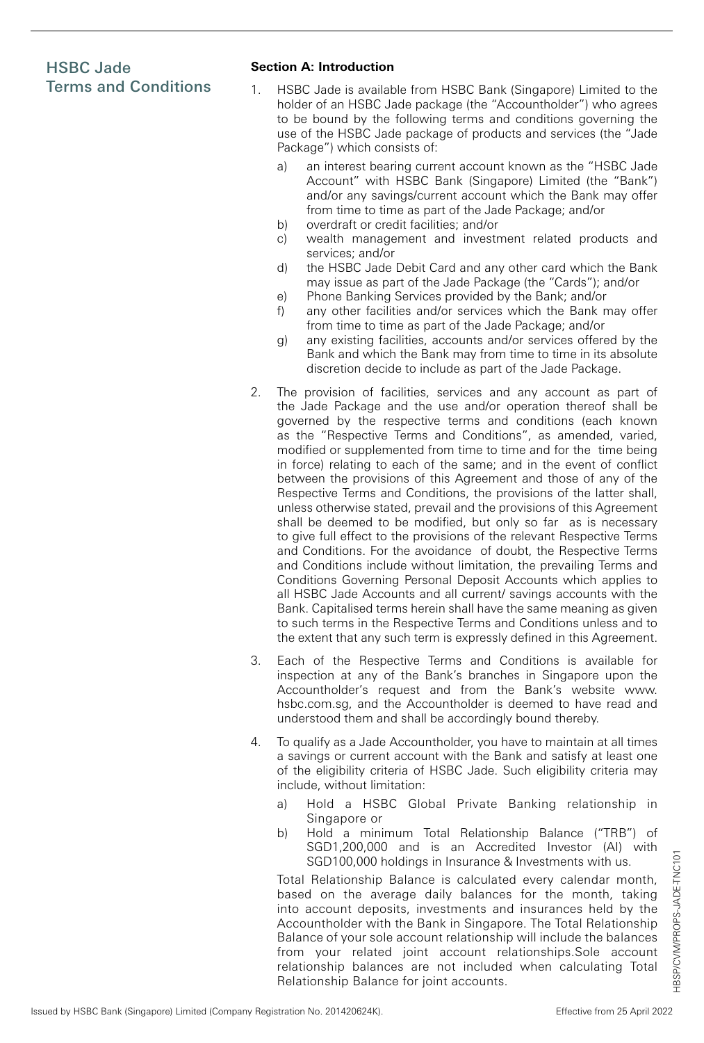# HSBC Jade Terms and Conditions

## Section A: Introduction

1. HSBC Jade is available from HSBC Bank (Singapore) Limited to the holder of an HSBC Jade package (the "Accountholder") who agrees to be bound by the following terms and conditions governing the use of the HSBC Jade package of products and services (the "Jade Package") which consists of:

   a) an interest bearing current account known as the "HSBC Jade Account" with HSBC Bank (Singapore) Limited (the "Bank") and/or any savings/current account which the Bank may offer from time to time as part of the Jade Package; and/or
   
   b) overdraft or credit facilities; and/or
   
   c) wealth management and investment related products and services; and/or
   
   d) the HSBC Jade Debit Card and any other card which the Bank may issue as part of the Jade Package (the "Cards"); and/or
   
   e) Phone Banking Services provided by the Bank; and/or
   
   f) any other facilities and/or services which the Bank may offer from time to time as part of the Jade Package; and/or
   
   g) any existing facilities, accounts and/or services offered by the Bank and which the Bank may from time to time in its absolute discretion decide to include as part of the Jade Package.

2. The provision of facilities, services and any account as part of the Jade Package and the use and/or operation thereof shall be governed by the respective terms and conditions (each known as the "Respective Terms and Conditions", as amended, varied, modified or supplemented from time to time and for the time being in force) relating to each of the same; and in the event of conflict between the provisions of this Agreement and those of any of the Respective Terms and Conditions, the provisions of the latter shall, unless otherwise stated, prevail and the provisions of this Agreement shall be deemed to be modified, but only so far as is necessary to give full effect to the provisions of the relevant Respective Terms and Conditions. For the avoidance of doubt, the Respective Terms and Conditions include without limitation, the prevailing Terms and Conditions Governing Personal Deposit Accounts which applies to all HSBC Jade Accounts and all current/ savings accounts with the Bank. Capitalised terms herein shall have the same meaning as given to such terms in the Respective Terms and Conditions unless and to the extent that any such term is expressly defined in this Agreement.

3. Each of the Respective Terms and Conditions is available for inspection at any of the Bank's branches in Singapore upon the Accountholder's request and from the Bank's website www.hsbc.com.sg, and the Accountholder is deemed to have read and understood them and shall be accordingly bound thereby.

4. To qualify as a Jade Accountholder, you have to maintain at all times a savings or current account with the Bank and satisfy at least one of the eligibility criteria of HSBC Jade. Such eligibility criteria may include, without limitation:

   a) Hold a HSBC Global Private Banking relationship in Singapore or
   
   b) Hold a minimum Total Relationship Balance ("TRB") of SGD1,200,000 and is an Accredited Investor (AI) with SGD100,000 holdings in Insurance & Investments with us.

   Total Relationship Balance is calculated every calendar month, based on the average daily balances for the month, taking into account deposits, investments and insurances held by the Accountholder with the Bank in Singapore. The Total Relationship Balance of your sole account relationship will include the balances from your related joint account relationships.Sole account relationship balances are not included when calculating Total Relationship Balance for joint accounts.

Issued by HSBC Bank (Singapore) Limited (Company Registration No. 201420624K). Effective from 25 April 2022

HBSP/CVM/PROPS-JADE-TNC101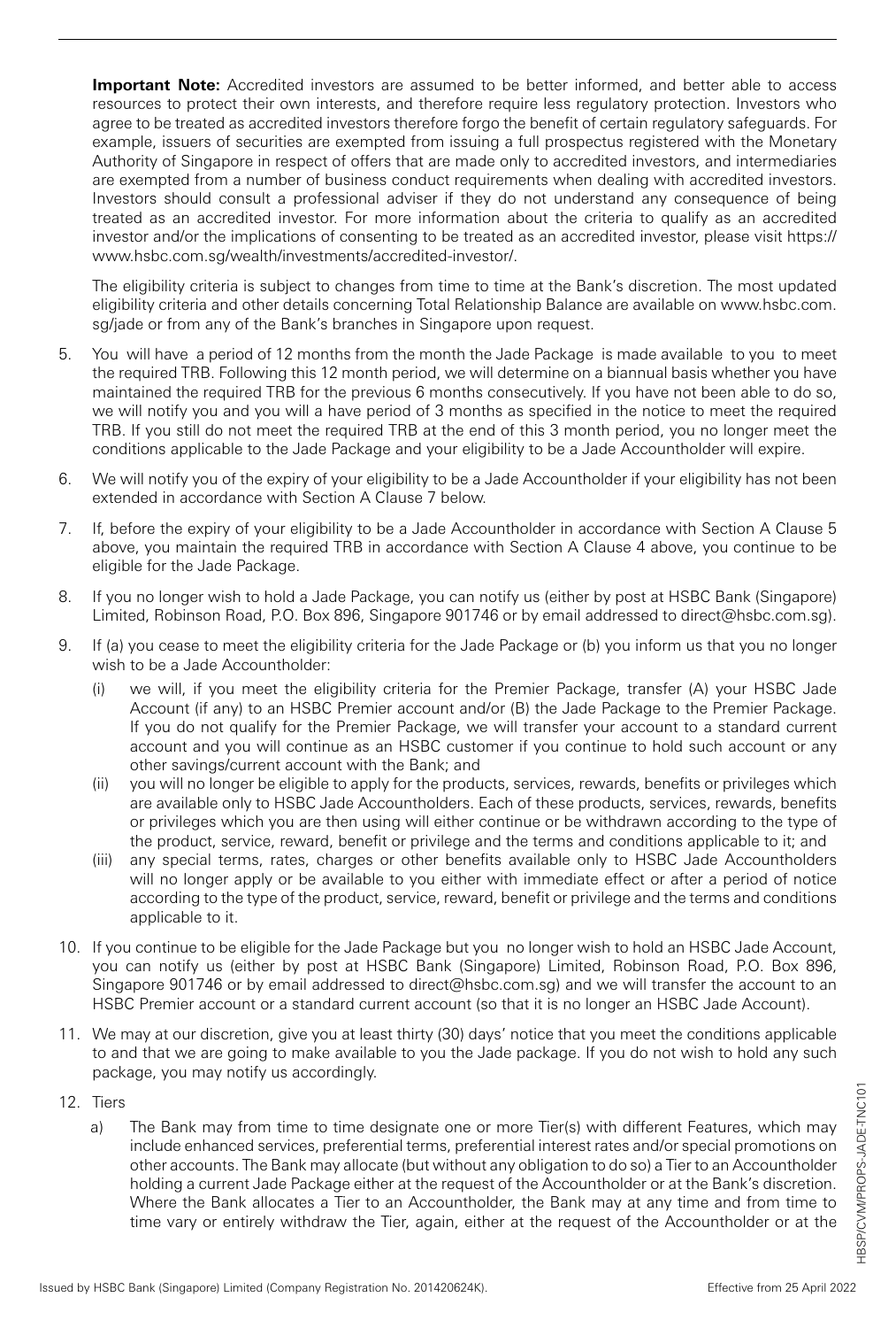**Important Note:** Accredited investors are assumed to be better informed, and better able to access resources to protect their own interests, and therefore require less regulatory protection. Investors who agree to be treated as accredited investors therefore forgo the benefit of certain regulatory safeguards. For example, issuers of securities are exempted from issuing a full prospectus registered with the Monetary Authority of Singapore in respect of offers that are made only to accredited investors, and intermediaries are exempted from a number of business conduct requirements when dealing with accredited investors. Investors should consult a professional adviser if they do not understand any consequence of being treated as an accredited investor. For more information about the criteria to qualify as an accredited investor and/or the implications of consenting to be treated as an accredited investor, please visit https://www.hsbc.com.sg/wealth/investments/accredited-investor/.

The eligibility criteria is subject to changes from time to time at the Bank's discretion. The most updated eligibility criteria and other details concerning Total Relationship Balance are available on www.hsbc.com.sg/jade or from any of the Bank's branches in Singapore upon request.

5. You will have a period of 12 months from the month the Jade Package is made available to you to meet the required TRB. Following this 12 month period, we will determine on a biannual basis whether you have maintained the required TRB for the previous 6 months consecutively. If you have not been able to do so, we will notify you and you will a have period of 3 months as specified in the notice to meet the required TRB. If you still do not meet the required TRB at the end of this 3 month period, you no longer meet the conditions applicable to the Jade Package and your eligibility to be a Jade Accountholder will expire.

6. We will notify you of the expiry of your eligibility to be a Jade Accountholder if your eligibility has not been extended in accordance with Section A Clause 7 below.

7. If, before the expiry of your eligibility to be a Jade Accountholder in accordance with Section A Clause 5 above, you maintain the required TRB in accordance with Section A Clause 4 above, you continue to be eligible for the Jade Package.

8. If you no longer wish to hold a Jade Package, you can notify us (either by post at HSBC Bank (Singapore) Limited, Robinson Road, P.O. Box 896, Singapore 901746 or by email addressed to direct@hsbc.com.sg).

9. If (a) you cease to meet the eligibility criteria for the Jade Package or (b) you inform us that you no longer wish to be a Jade Accountholder:
   (i) we will, if you meet the eligibility criteria for the Premier Package, transfer (A) your HSBC Jade Account (if any) to an HSBC Premier account and/or (B) the Jade Package to the Premier Package. If you do not qualify for the Premier Package, we will transfer your account to a standard current account and you will continue as an HSBC customer if you continue to hold such account or any other savings/current account with the Bank; and
   (ii) you will no longer be eligible to apply for the products, services, rewards, benefits or privileges which are available only to HSBC Jade Accountholders. Each of these products, services, rewards, benefits or privileges which you are then using will either continue or be withdrawn according to the type of the product, service, reward, benefit or privilege and the terms and conditions applicable to it; and
   (iii) any special terms, rates, charges or other benefits available only to HSBC Jade Accountholders will no longer apply or be available to you either with immediate effect or after a period of notice according to the type of the product, service, reward, benefit or privilege and the terms and conditions applicable to it.

10. If you continue to be eligible for the Jade Package but you no longer wish to hold an HSBC Jade Account, you can notify us (either by post at HSBC Bank (Singapore) Limited, Robinson Road, P.O. Box 896, Singapore 901746 or by email addressed to direct@hsbc.com.sg) and we will transfer the account to an HSBC Premier account or a standard current account (so that it is no longer an HSBC Jade Account).

11. We may at our discretion, give you at least thirty (30) days' notice that you meet the conditions applicable to and that we are going to make available to you the Jade package. If you do not wish to hold any such package, you may notify us accordingly.

12. Tiers
   a) The Bank may from time to time designate one or more Tier(s) with different Features, which may include enhanced services, preferential terms, preferential interest rates and/or special promotions on other accounts. The Bank may allocate (but without any obligation to do so) a Tier to an Accountholder holding a current Jade Package either at the request of the Accountholder or at the Bank's discretion. Where the Bank allocates a Tier to an Accountholder, the Bank may at any time and from time to time vary or entirely withdraw the Tier, again, either at the request of the Accountholder or at the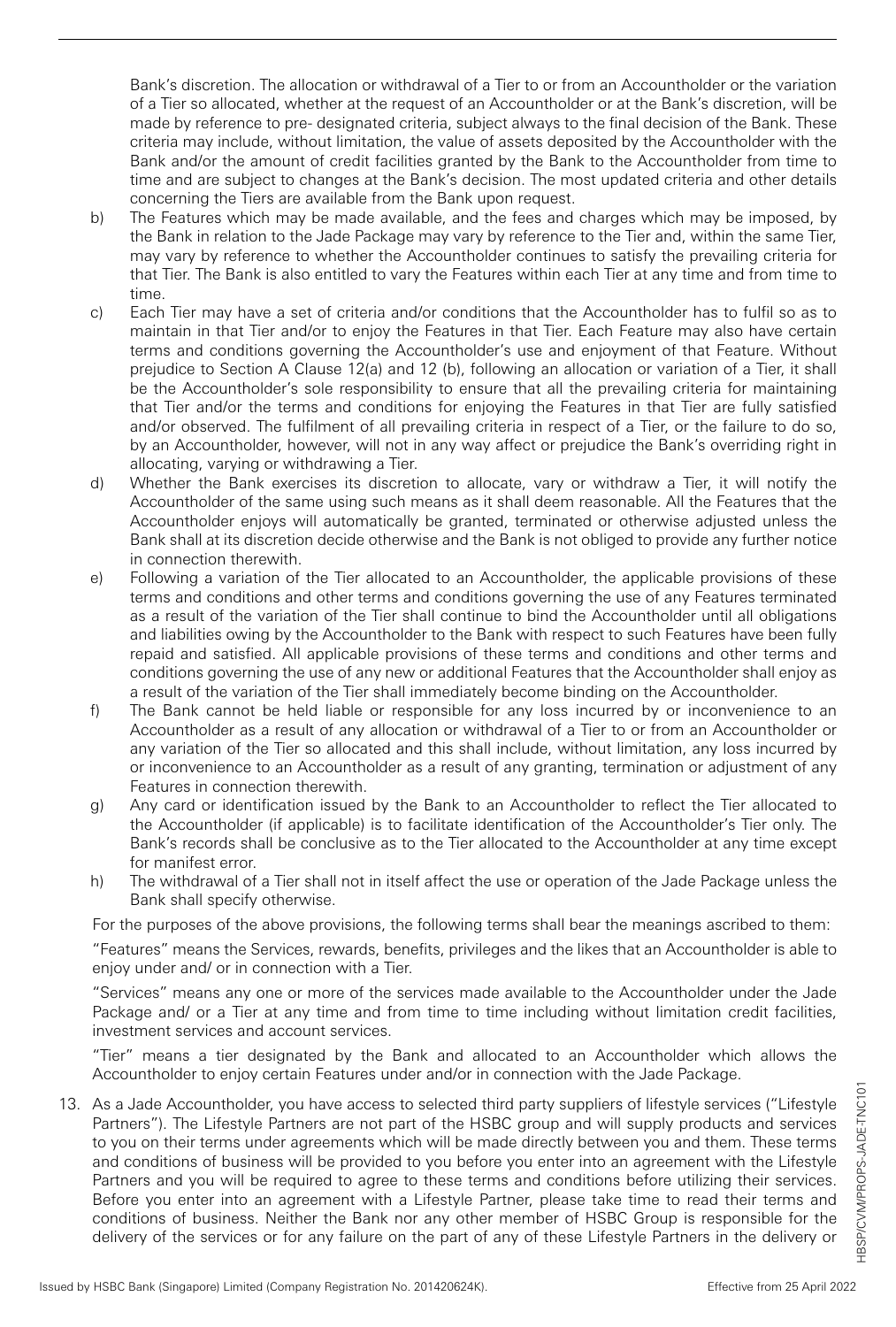Bank's discretion. The allocation or withdrawal of a Tier to or from an Accountholder or the variation of a Tier so allocated, whether at the request of an Accountholder or at the Bank's discretion, will be made by reference to pre- designated criteria, subject always to the final decision of the Bank. These criteria may include, without limitation, the value of assets deposited by the Accountholder with the Bank and/or the amount of credit facilities granted by the Bank to the Accountholder from time to time and are subject to changes at the Bank's decision. The most updated criteria and other details concerning the Tiers are available from the Bank upon request.

b) The Features which may be made available, and the fees and charges which may be imposed, by the Bank in relation to the Jade Package may vary by reference to the Tier and, within the same Tier, may vary by reference to whether the Accountholder continues to satisfy the prevailing criteria for that Tier. The Bank is also entitled to vary the Features within each Tier at any time and from time to time.

c) Each Tier may have a set of criteria and/or conditions that the Accountholder has to fulfil so as to maintain in that Tier and/or to enjoy the Features in that Tier. Each Feature may also have certain terms and conditions governing the Accountholder's use and enjoyment of that Feature. Without prejudice to Section A Clause 12(a) and 12 (b), following an allocation or variation of a Tier, it shall be the Accountholder's sole responsibility to ensure that all the prevailing criteria for maintaining that Tier and/or the terms and conditions for enjoying the Features in that Tier are fully satisfied and/or observed. The fulfilment of all prevailing criteria in respect of a Tier, or the failure to do so, by an Accountholder, however, will not in any way affect or prejudice the Bank's overriding right in allocating, varying or withdrawing a Tier.

d) Whether the Bank exercises its discretion to allocate, vary or withdraw a Tier, it will notify the Accountholder of the same using such means as it shall deem reasonable. All the Features that the Accountholder enjoys will automatically be granted, terminated or otherwise adjusted unless the Bank shall at its discretion decide otherwise and the Bank is not obliged to provide any further notice in connection therewith.

e) Following a variation of the Tier allocated to an Accountholder, the applicable provisions of these terms and conditions and other terms and conditions governing the use of any Features terminated as a result of the variation of the Tier shall continue to bind the Accountholder until all obligations and liabilities owing by the Accountholder to the Bank with respect to such Features have been fully repaid and satisfied. All applicable provisions of these terms and conditions and other terms and conditions governing the use of any new or additional Features that the Accountholder shall enjoy as a result of the variation of the Tier shall immediately become binding on the Accountholder.

f) The Bank cannot be held liable or responsible for any loss incurred by or inconvenience to an Accountholder as a result of any allocation or withdrawal of a Tier to or from an Accountholder or any variation of the Tier so allocated and this shall include, without limitation, any loss incurred by or inconvenience to an Accountholder as a result of any granting, termination or adjustment of any Features in connection therewith.

g) Any card or identification issued by the Bank to an Accountholder to reflect the Tier allocated to the Accountholder (if applicable) is to facilitate identification of the Accountholder's Tier only. The Bank's records shall be conclusive as to the Tier allocated to the Accountholder at any time except for manifest error.

h) The withdrawal of a Tier shall not in itself affect the use or operation of the Jade Package unless the Bank shall specify otherwise.

For the purposes of the above provisions, the following terms shall bear the meanings ascribed to them:

"Features" means the Services, rewards, benefits, privileges and the likes that an Accountholder is able to enjoy under and/ or in connection with a Tier.

"Services" means any one or more of the services made available to the Accountholder under the Jade Package and/ or a Tier at any time and from time to time including without limitation credit facilities, investment services and account services.

"Tier" means a tier designated by the Bank and allocated to an Accountholder which allows the Accountholder to enjoy certain Features under and/or in connection with the Jade Package.

13. As a Jade Accountholder, you have access to selected third party suppliers of lifestyle services ("Lifestyle Partners"). The Lifestyle Partners are not part of the HSBC group and will supply products and services to you on their terms under agreements which will be made directly between you and them. These terms and conditions of business will be provided to you before you enter into an agreement with the Lifestyle Partners and you will be required to agree to these terms and conditions before utilizing their services. Before you enter into an agreement with a Lifestyle Partner, please take time to read their terms and conditions of business. Neither the Bank nor any other member of HSBC Group is responsible for the delivery of the services or for any failure on the part of any of these Lifestyle Partners in the delivery or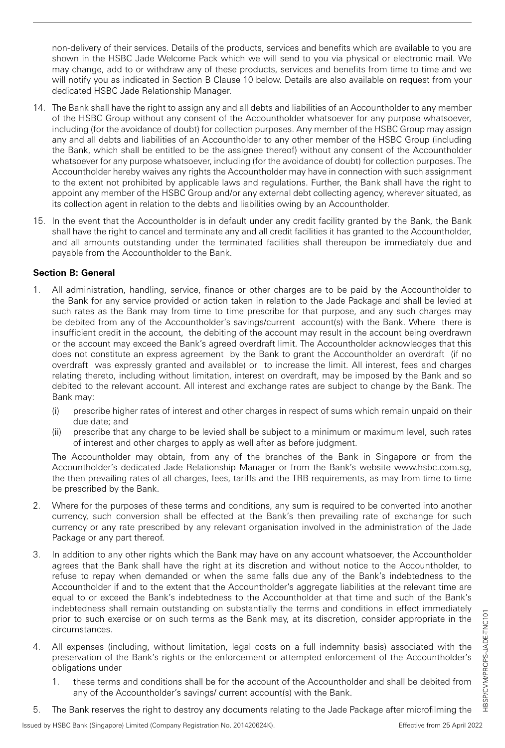non-delivery of their services. Details of the products, services and benefits which are available to you are shown in the HSBC Jade Welcome Pack which we will send to you via physical or electronic mail. We may change, add to or withdraw any of these products, services and benefits from time to time and we will notify you as indicated in Section B Clause 10 below. Details are also available on request from your dedicated HSBC Jade Relationship Manager.

14. The Bank shall have the right to assign any and all debts and liabilities of an Accountholder to any member of the HSBC Group without any consent of the Accountholder whatsoever for any purpose whatsoever, including (for the avoidance of doubt) for collection purposes. Any member of the HSBC Group may assign any and all debts and liabilities of an Accountholder to any other member of the HSBC Group (including the Bank, which shall be entitled to be the assignee thereof) without any consent of the Accountholder whatsoever for any purpose whatsoever, including (for the avoidance of doubt) for collection purposes. The Accountholder hereby waives any rights the Accountholder may have in connection with such assignment to the extent not prohibited by applicable laws and regulations. Further, the Bank shall have the right to appoint any member of the HSBC Group and/or any external debt collecting agency, wherever situated, as its collection agent in relation to the debts and liabilities owing by an Accountholder.

15. In the event that the Accountholder is in default under any credit facility granted by the Bank, the Bank shall have the right to cancel and terminate any and all credit facilities it has granted to the Accountholder, and all amounts outstanding under the terminated facilities shall thereupon be immediately due and payable from the Accountholder to the Bank.

**Section B: General**

1. All administration, handling, service, finance or other charges are to be paid by the Accountholder to the Bank for any service provided or action taken in relation to the Jade Package and shall be levied at such rates as the Bank may from time to time prescribe for that purpose, and any such charges may be debited from any of the Accountholder's savings/current account(s) with the Bank. Where there is insufficient credit in the account, the debiting of the account may result in the account being overdrawn or the account may exceed the Bank's agreed overdraft limit. The Accountholder acknowledges that this does not constitute an express agreement by the Bank to grant the Accountholder an overdraft (if no overdraft was expressly granted and available) or to increase the limit. All interest, fees and charges relating thereto, including without limitation, interest on overdraft, may be imposed by the Bank and so debited to the relevant account. All interest and exchange rates are subject to change by the Bank. The Bank may:
   - (i) prescribe higher rates of interest and other charges in respect of sums which remain unpaid on their due date; and
   - (ii) prescribe that any charge to be levied shall be subject to a minimum or maximum level, such rates of interest and other charges to apply as well after as before judgment.

   The Accountholder may obtain, from any of the branches of the Bank in Singapore or from the Accountholder's dedicated Jade Relationship Manager or from the Bank's website www.hsbc.com.sg, the then prevailing rates of all charges, fees, tariffs and the TRB requirements, as may from time to time be prescribed by the Bank.

2. Where for the purposes of these terms and conditions, any sum is required to be converted into another currency, such conversion shall be effected at the Bank's then prevailing rate of exchange for such currency or any rate prescribed by any relevant organisation involved in the administration of the Jade Package or any part thereof.

3. In addition to any other rights which the Bank may have on any account whatsoever, the Accountholder agrees that the Bank shall have the right at its discretion and without notice to the Accountholder, to refuse to repay when demanded or when the same falls due any of the Bank's indebtedness to the Accountholder if and to the extent that the Accountholder's aggregate liabilities at the relevant time are equal to or exceed the Bank's indebtedness to the Accountholder at that time and such of the Bank's indebtedness shall remain outstanding on substantially the terms and conditions in effect immediately prior to such exercise or on such terms as the Bank may, at its discretion, consider appropriate in the circumstances.

4. All expenses (including, without limitation, legal costs on a full indemnity basis) associated with the preservation of the Bank's rights or the enforcement or attempted enforcement of the Accountholder's obligations under
   1. these terms and conditions shall be for the account of the Accountholder and shall be debited from any of the Accountholder's savings/ current account(s) with the Bank.

5. The Bank reserves the right to destroy any documents relating to the Jade Package after microfilming the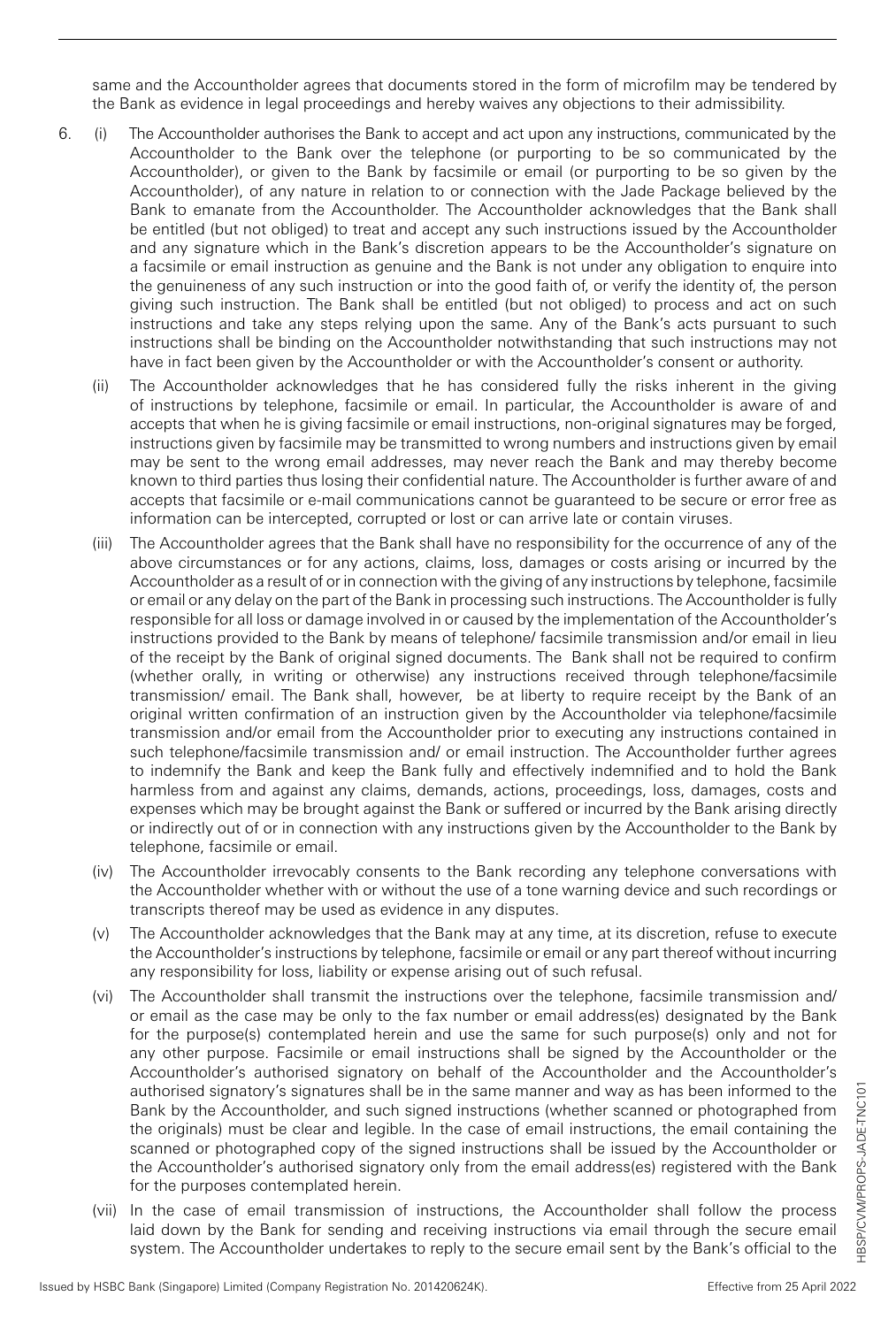same and the Accountholder agrees that documents stored in the form of microfilm may be tendered by the Bank as evidence in legal proceedings and hereby waives any objections to their admissibility.

6. (i) The Accountholder authorises the Bank to accept and act upon any instructions, communicated by the Accountholder to the Bank over the telephone (or purporting to be so communicated by the Accountholder), or given to the Bank by facsimile or email (or purporting to be so given by the Accountholder), of any nature in relation to or connection with the Jade Package believed by the Bank to emanate from the Accountholder. The Accountholder acknowledges that the Bank shall be entitled (but not obliged) to treat and accept any such instructions issued by the Accountholder and any signature which in the Bank's discretion appears to be the Accountholder's signature on a facsimile or email instruction as genuine and the Bank is not under any obligation to enquire into the genuineness of any such instruction or into the good faith of, or verify the identity of, the person giving such instruction. The Bank shall be entitled (but not obliged) to process and act on such instructions and take any steps relying upon the same. Any of the Bank's acts pursuant to such instructions shall be binding on the Accountholder notwithstanding that such instructions may not have in fact been given by the Accountholder or with the Accountholder's consent or authority.

   (ii) The Accountholder acknowledges that he has considered fully the risks inherent in the giving of instructions by telephone, facsimile or email. In particular, the Accountholder is aware of and accepts that when he is giving facsimile or email instructions, non-original signatures may be forged, instructions given by facsimile may be transmitted to wrong numbers and instructions given by email may be sent to the wrong email addresses, may never reach the Bank and may thereby become known to third parties thus losing their confidential nature. The Accountholder is further aware of and accepts that facsimile or e-mail communications cannot be guaranteed to be secure or error free as information can be intercepted, corrupted or lost or can arrive late or contain viruses.

   (iii) The Accountholder agrees that the Bank shall have no responsibility for the occurrence of any of the above circumstances or for any actions, claims, loss, damages or costs arising or incurred by the Accountholder as a result of or in connection with the giving of any instructions by telephone, facsimile or email or any delay on the part of the Bank in processing such instructions. The Accountholder is fully responsible for all loss or damage involved in or caused by the implementation of the Accountholder's instructions provided to the Bank by means of telephone/ facsimile transmission and/or email in lieu of the receipt by the Bank of original signed documents. The Bank shall not be required to confirm (whether orally, in writing or otherwise) any instructions received through telephone/facsimile transmission/ email. The Bank shall, however, be at liberty to require receipt by the Bank of an original written confirmation of an instruction given by the Accountholder via telephone/facsimile transmission and/or email from the Accountholder prior to executing any instructions contained in such telephone/facsimile transmission and/ or email instruction. The Accountholder further agrees to indemnify the Bank and keep the Bank fully and effectively indemnified and to hold the Bank harmless from and against any claims, demands, actions, proceedings, loss, damages, costs and expenses which may be brought against the Bank or suffered or incurred by the Bank arising directly or indirectly out of or in connection with any instructions given by the Accountholder to the Bank by telephone, facsimile or email.

   (iv) The Accountholder irrevocably consents to the Bank recording any telephone conversations with the Accountholder whether with or without the use of a tone warning device and such recordings or transcripts thereof may be used as evidence in any disputes.

   (v) The Accountholder acknowledges that the Bank may at any time, at its discretion, refuse to execute the Accountholder's instructions by telephone, facsimile or email or any part thereof without incurring any responsibility for loss, liability or expense arising out of such refusal.

   (vi) The Accountholder shall transmit the instructions over the telephone, facsimile transmission and/ or email as the case may be only to the fax number or email address(es) designated by the Bank for the purpose(s) contemplated herein and use the same for such purpose(s) only and not for any other purpose. Facsimile or email instructions shall be signed by the Accountholder or the Accountholder's authorised signatory on behalf of the Accountholder and the Accountholder's authorised signatory's signatures shall be in the same manner and way as has been informed to the Bank by the Accountholder, and such signed instructions (whether scanned or photographed from the originals) must be clear and legible. In the case of email instructions, the email containing the scanned or photographed copy of the signed instructions shall be issued by the Accountholder or the Accountholder's authorised signatory only from the email address(es) registered with the Bank for the purposes contemplated herein.

   (vii) In the case of email transmission of instructions, the Accountholder shall follow the process laid down by the Bank for sending and receiving instructions via email through the secure email system. The Accountholder undertakes to reply to the secure email sent by the Bank's official to the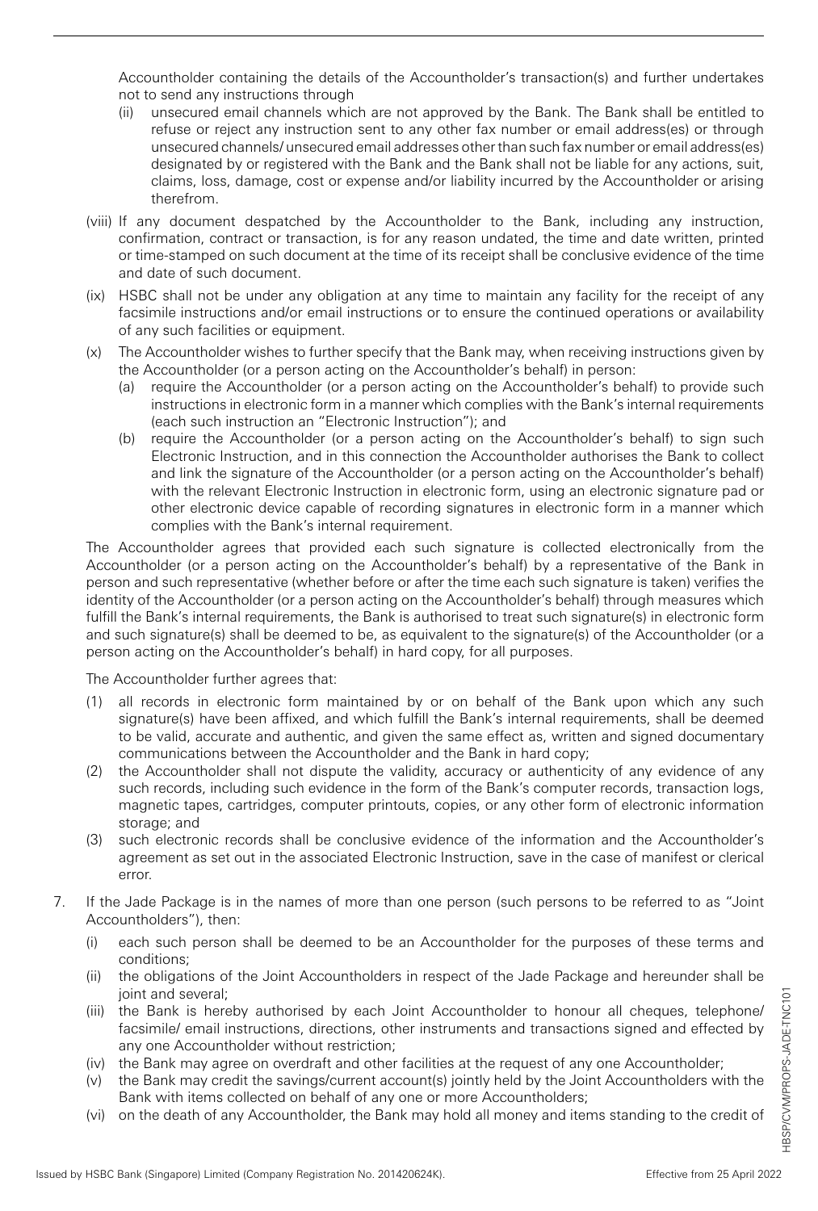Accountholder containing the details of the Accountholder's transaction(s) and further undertakes not to send any instructions through

(ii) unsecured email channels which are not approved by the Bank. The Bank shall be entitled to refuse or reject any instruction sent to any other fax number or email address(es) or through unsecured channels/ unsecured email addresses other than such fax number or email address(es) designated by or registered with the Bank and the Bank shall not be liable for any actions, suit, claims, loss, damage, cost or expense and/or liability incurred by the Accountholder or arising therefrom.

(viii) If any document despatched by the Accountholder to the Bank, including any instruction, confirmation, contract or transaction, is for any reason undated, the time and date written, printed or time-stamped on such document at the time of its receipt shall be conclusive evidence of the time and date of such document.

(ix) HSBC shall not be under any obligation at any time to maintain any facility for the receipt of any facsimile instructions and/or email instructions or to ensure the continued operations or availability of any such facilities or equipment.

(x) The Accountholder wishes to further specify that the Bank may, when receiving instructions given by the Accountholder (or a person acting on the Accountholder's behalf) in person:

(a) require the Accountholder (or a person acting on the Accountholder's behalf) to provide such instructions in electronic form in a manner which complies with the Bank's internal requirements (each such instruction an "Electronic Instruction"); and

(b) require the Accountholder (or a person acting on the Accountholder's behalf) to sign such Electronic Instruction, and in this connection the Accountholder authorises the Bank to collect and link the signature of the Accountholder (or a person acting on the Accountholder's behalf) with the relevant Electronic Instruction in electronic form, using an electronic signature pad or other electronic device capable of recording signatures in electronic form in a manner which complies with the Bank's internal requirement.

The Accountholder agrees that provided each such signature is collected electronically from the Accountholder (or a person acting on the Accountholder's behalf) by a representative of the Bank in person and such representative (whether before or after the time each such signature is taken) verifies the identity of the Accountholder (or a person acting on the Accountholder's behalf) through measures which fulfill the Bank's internal requirements, the Bank is authorised to treat such signature(s) in electronic form and such signature(s) shall be deemed to be, as equivalent to the signature(s) of the Accountholder (or a person acting on the Accountholder's behalf) in hard copy, for all purposes.

The Accountholder further agrees that:

(1) all records in electronic form maintained by or on behalf of the Bank upon which any such signature(s) have been affixed, and which fulfill the Bank's internal requirements, shall be deemed to be valid, accurate and authentic, and given the same effect as, written and signed documentary communications between the Accountholder and the Bank in hard copy;

(2) the Accountholder shall not dispute the validity, accuracy or authenticity of any evidence of any such records, including such evidence in the form of the Bank's computer records, transaction logs, magnetic tapes, cartridges, computer printouts, copies, or any other form of electronic information storage; and

(3) such electronic records shall be conclusive evidence of the information and the Accountholder's agreement as set out in the associated Electronic Instruction, save in the case of manifest or clerical error.

7. If the Jade Package is in the names of more than one person (such persons to be referred to as "Joint Accountholders"), then:

(i) each such person shall be deemed to be an Accountholder for the purposes of these terms and conditions;

(ii) the obligations of the Joint Accountholders in respect of the Jade Package and hereunder shall be joint and several;

(iii) the Bank is hereby authorised by each Joint Accountholder to honour all cheques, telephone/ facsimile/ email instructions, directions, other instruments and transactions signed and effected by any one Accountholder without restriction;

(iv) the Bank may agree on overdraft and other facilities at the request of any one Accountholder;

(v) the Bank may credit the savings/current account(s) jointly held by the Joint Accountholders with the Bank with items collected on behalf of any one or more Accountholders;

(vi) on the death of any Accountholder, the Bank may hold all money and items standing to the credit of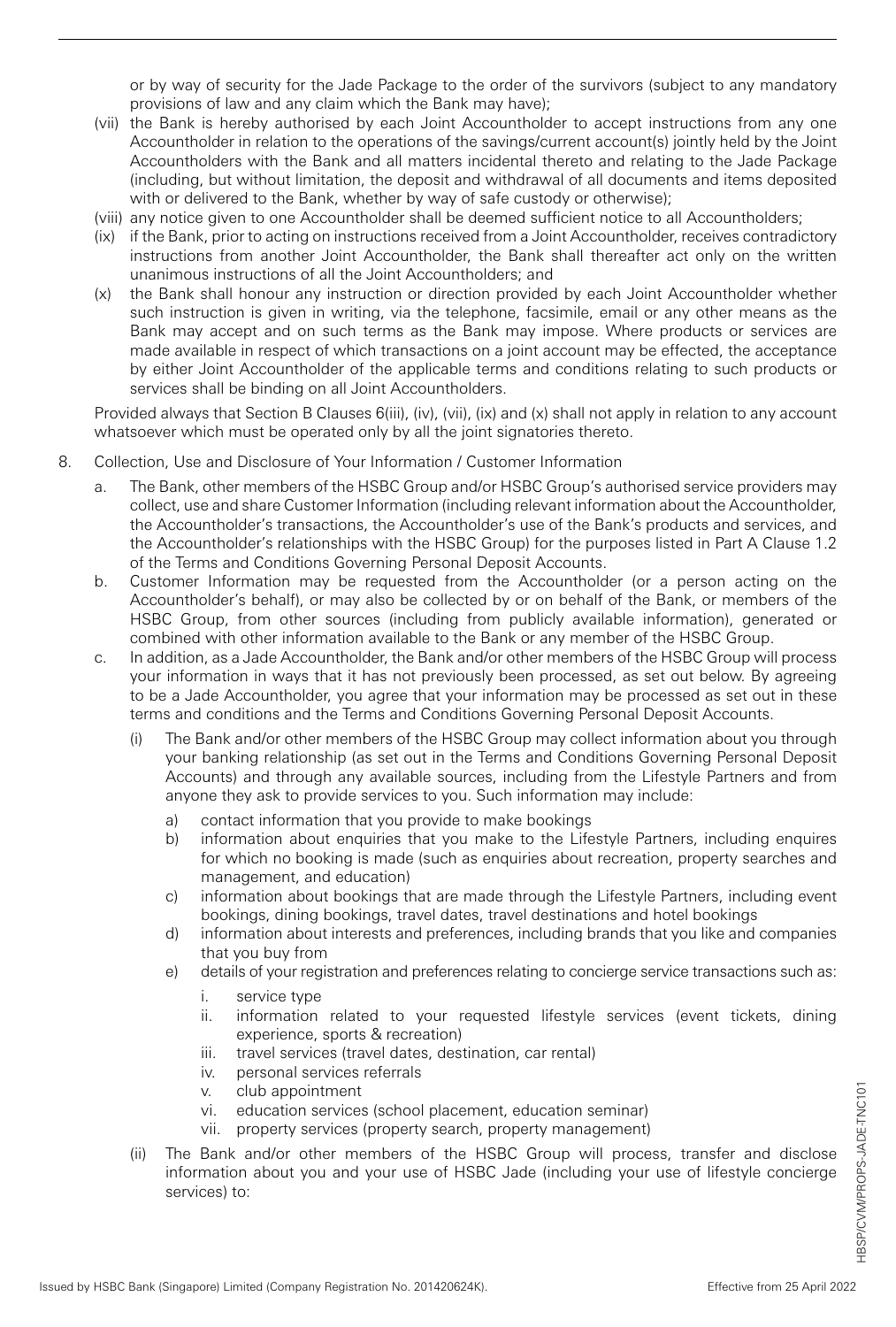or by way of security for the Jade Package to the order of the survivors (subject to any mandatory provisions of law and any claim which the Bank may have);

(vii) the Bank is hereby authorised by each Joint Accountholder to accept instructions from any one Accountholder in relation to the operations of the savings/current account(s) jointly held by the Joint Accountholders with the Bank and all matters incidental thereto and relating to the Jade Package (including, but without limitation, the deposit and withdrawal of all documents and items deposited with or delivered to the Bank, whether by way of safe custody or otherwise);

(viii) any notice given to one Accountholder shall be deemed sufficient notice to all Accountholders;

(ix) if the Bank, prior to acting on instructions received from a Joint Accountholder, receives contradictory instructions from another Joint Accountholder, the Bank shall thereafter act only on the written unanimous instructions of all the Joint Accountholders; and

(x) the Bank shall honour any instruction or direction provided by each Joint Accountholder whether such instruction is given in writing, via the telephone, facsimile, email or any other means as the Bank may accept and on such terms as the Bank may impose. Where products or services are made available in respect of which transactions on a joint account may be effected, the acceptance by either Joint Accountholder of the applicable terms and conditions relating to such products or services shall be binding on all Joint Accountholders.

Provided always that Section B Clauses 6(iii), (iv), (vii), (ix) and (x) shall not apply in relation to any account whatsoever which must be operated only by all the joint signatories thereto.

8. Collection, Use and Disclosure of Your Information / Customer Information

   a. The Bank, other members of the HSBC Group and/or HSBC Group's authorised service providers may collect, use and share Customer Information (including relevant information about the Accountholder, the Accountholder's transactions, the Accountholder's use of the Bank's products and services, and the Accountholder's relationships with the HSBC Group) for the purposes listed in Part A Clause 1.2 of the Terms and Conditions Governing Personal Deposit Accounts.

   b. Customer Information may be requested from the Accountholder (or a person acting on the Accountholder's behalf), or may also be collected by or on behalf of the Bank, or members of the HSBC Group, from other sources (including from publicly available information), generated or combined with other information available to the Bank or any member of the HSBC Group.

   c. In addition, as a Jade Accountholder, the Bank and/or other members of the HSBC Group will process your information in ways that it has not previously been processed, as set out below. By agreeing to be a Jade Accountholder, you agree that your information may be processed as set out in these terms and conditions and the Terms and Conditions Governing Personal Deposit Accounts.

      (i) The Bank and/or other members of the HSBC Group may collect information about you through your banking relationship (as set out in the Terms and Conditions Governing Personal Deposit Accounts) and through any available sources, including from the Lifestyle Partners and from anyone they ask to provide services to you. Such information may include:

         a) contact information that you provide to make bookings
         b) information about enquiries that you make to the Lifestyle Partners, including enquires for which no booking is made (such as enquiries about recreation, property searches and management, and education)
         c) information about bookings that are made through the Lifestyle Partners, including event bookings, dining bookings, travel dates, travel destinations and hotel bookings
         d) information about interests and preferences, including brands that you like and companies that you buy from
         e) details of your registration and preferences relating to concierge service transactions such as:
            i. service type
            ii. information related to your requested lifestyle services (event tickets, dining experience, sports & recreation)
            iii. travel services (travel dates, destination, car rental)
            iv. personal services referrals
            v. club appointment
            vi. education services (school placement, education seminar)
            vii. property services (property search, property management)

      (ii) The Bank and/or other members of the HSBC Group will process, transfer and disclose information about you and your use of HSBC Jade (including your use of lifestyle concierge services) to: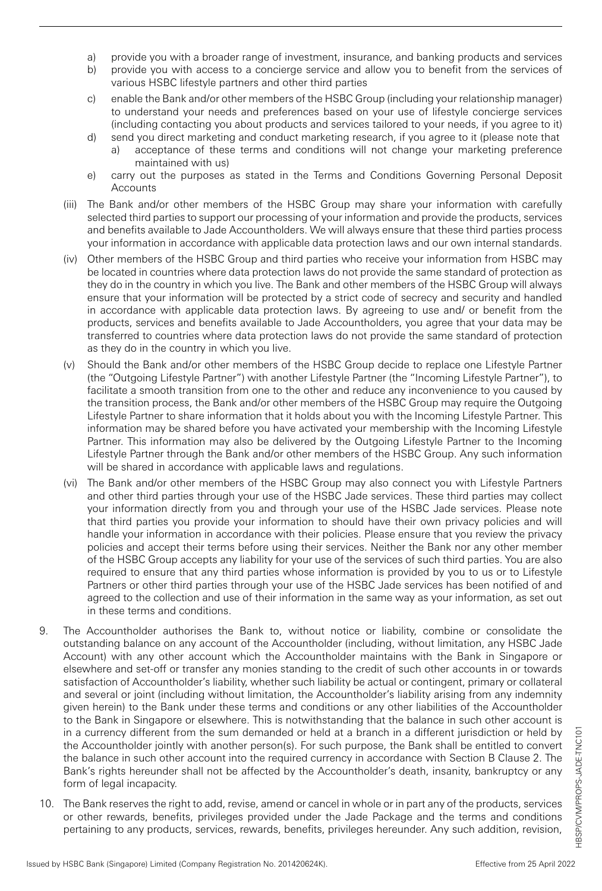a) provide you with a broader range of investment, insurance, and banking products and services
b) provide you with access to a concierge service and allow you to benefit from the services of various HSBC lifestyle partners and other third parties
c) enable the Bank and/or other members of the HSBC Group (including your relationship manager) to understand your needs and preferences based on your use of lifestyle concierge services (including contacting you about products and services tailored to your needs, if you agree to it)
d) send you direct marketing and conduct marketing research, if you agree to it (please note that
    a) acceptance of these terms and conditions will not change your marketing preference maintained with us)
e) carry out the purposes as stated in the Terms and Conditions Governing Personal Deposit Accounts

(iii) The Bank and/or other members of the HSBC Group may share your information with carefully selected third parties to support our processing of your information and provide the products, services and benefits available to Jade Accountholders. We will always ensure that these third parties process your information in accordance with applicable data protection laws and our own internal standards.

(iv) Other members of the HSBC Group and third parties who receive your information from HSBC may be located in countries where data protection laws do not provide the same standard of protection as they do in the country in which you live. The Bank and other members of the HSBC Group will always ensure that your information will be protected by a strict code of secrecy and security and handled in accordance with applicable data protection laws. By agreeing to use and/ or benefit from the products, services and benefits available to Jade Accountholders, you agree that your data may be transferred to countries where data protection laws do not provide the same standard of protection as they do in the country in which you live.

(v) Should the Bank and/or other members of the HSBC Group decide to replace one Lifestyle Partner (the "Outgoing Lifestyle Partner") with another Lifestyle Partner (the "Incoming Lifestyle Partner"), to facilitate a smooth transition from one to the other and reduce any inconvenience to you caused by the transition process, the Bank and/or other members of the HSBC Group may require the Outgoing Lifestyle Partner to share information that it holds about you with the Incoming Lifestyle Partner. This information may be shared before you have activated your membership with the Incoming Lifestyle Partner. This information may also be delivered by the Outgoing Lifestyle Partner to the Incoming Lifestyle Partner through the Bank and/or other members of the HSBC Group. Any such information will be shared in accordance with applicable laws and regulations.

(vi) The Bank and/or other members of the HSBC Group may also connect you with Lifestyle Partners and other third parties through your use of the HSBC Jade services. These third parties may collect your information directly from you and through your use of the HSBC Jade services. Please note that third parties you provide your information to should have their own privacy policies and will handle your information in accordance with their policies. Please ensure that you review the privacy policies and accept their terms before using their services. Neither the Bank nor any other member of the HSBC Group accepts any liability for your use of the services of such third parties. You are also required to ensure that any third parties whose information is provided by you to us or to Lifestyle Partners or other third parties through your use of the HSBC Jade services has been notified of and agreed to the collection and use of their information in the same way as your information, as set out in these terms and conditions.

9. The Accountholder authorises the Bank to, without notice or liability, combine or consolidate the outstanding balance on any account of the Accountholder (including, without limitation, any HSBC Jade Account) with any other account which the Accountholder maintains with the Bank in Singapore or elsewhere and set-off or transfer any monies standing to the credit of such other accounts in or towards satisfaction of Accountholder's liability, whether such liability be actual or contingent, primary or collateral and several or joint (including without limitation, the Accountholder's liability arising from any indemnity given herein) to the Bank under these terms and conditions or any other liabilities of the Accountholder to the Bank in Singapore or elsewhere. This is notwithstanding that the balance in such other account is in a currency different from the sum demanded or held at a branch in a different jurisdiction or held by the Accountholder jointly with another person(s). For such purpose, the Bank shall be entitled to convert the balance in such other account into the required currency in accordance with Section B Clause 2. The Bank's rights hereunder shall not be affected by the Accountholder's death, insanity, bankruptcy or any form of legal incapacity.

10. The Bank reserves the right to add, revise, amend or cancel in whole or in part any of the products, services or other rewards, benefits, privileges provided under the Jade Package and the terms and conditions pertaining to any products, services, rewards, benefits, privileges hereunder. Any such addition, revision,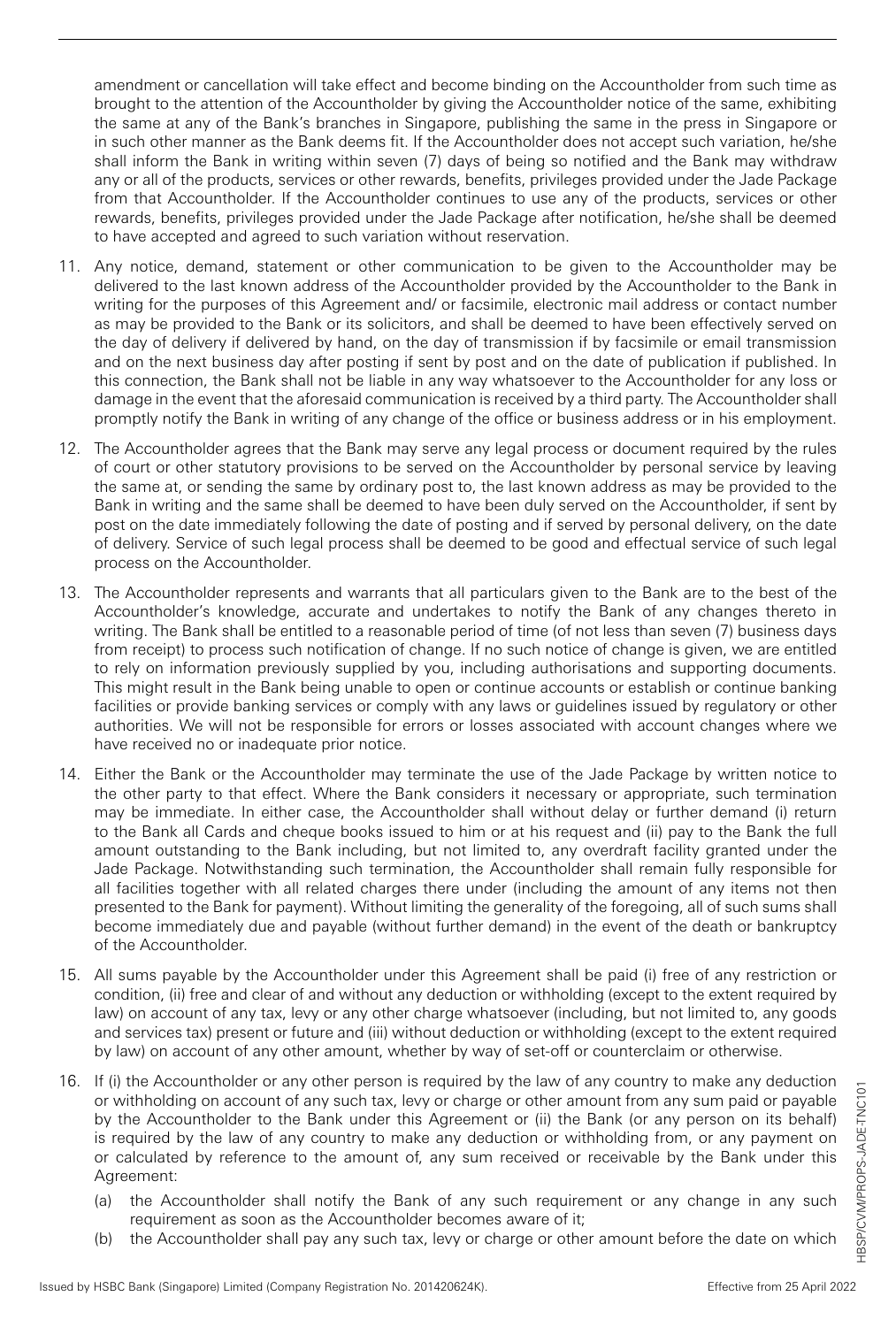amendment or cancellation will take effect and become binding on the Accountholder from such time as brought to the attention of the Accountholder by giving the Accountholder notice of the same, exhibiting the same at any of the Bank's branches in Singapore, publishing the same in the press in Singapore or in such other manner as the Bank deems fit. If the Accountholder does not accept such variation, he/she shall inform the Bank in writing within seven (7) days of being so notified and the Bank may withdraw any or all of the products, services or other rewards, benefits, privileges provided under the Jade Package from that Accountholder. If the Accountholder continues to use any of the products, services or other rewards, benefits, privileges provided under the Jade Package after notification, he/she shall be deemed to have accepted and agreed to such variation without reservation.

11. Any notice, demand, statement or other communication to be given to the Accountholder may be delivered to the last known address of the Accountholder provided by the Accountholder to the Bank in writing for the purposes of this Agreement and/ or facsimile, electronic mail address or contact number as may be provided to the Bank or its solicitors, and shall be deemed to have been effectively served on the day of delivery if delivered by hand, on the day of transmission if by facsimile or email transmission and on the next business day after posting if sent by post and on the date of publication if published. In this connection, the Bank shall not be liable in any way whatsoever to the Accountholder for any loss or damage in the event that the aforesaid communication is received by a third party. The Accountholder shall promptly notify the Bank in writing of any change of the office or business address or in his employment.

12. The Accountholder agrees that the Bank may serve any legal process or document required by the rules of court or other statutory provisions to be served on the Accountholder by personal service by leaving the same at, or sending the same by ordinary post to, the last known address as may be provided to the Bank in writing and the same shall be deemed to have been duly served on the Accountholder, if sent by post on the date immediately following the date of posting and if served by personal delivery, on the date of delivery. Service of such legal process shall be deemed to be good and effectual service of such legal process on the Accountholder.

13. The Accountholder represents and warrants that all particulars given to the Bank are to the best of the Accountholder's knowledge, accurate and undertakes to notify the Bank of any changes thereto in writing. The Bank shall be entitled to a reasonable period of time (of not less than seven (7) business days from receipt) to process such notification of change. If no such notice of change is given, we are entitled to rely on information previously supplied by you, including authorisations and supporting documents. This might result in the Bank being unable to open or continue accounts or establish or continue banking facilities or provide banking services or comply with any laws or guidelines issued by regulatory or other authorities. We will not be responsible for errors or losses associated with account changes where we have received no or inadequate prior notice.

14. Either the Bank or the Accountholder may terminate the use of the Jade Package by written notice to the other party to that effect. Where the Bank considers it necessary or appropriate, such termination may be immediate. In either case, the Accountholder shall without delay or further demand (i) return to the Bank all Cards and cheque books issued to him or at his request and (ii) pay to the Bank the full amount outstanding to the Bank including, but not limited to, any overdraft facility granted under the Jade Package. Notwithstanding such termination, the Accountholder shall remain fully responsible for all facilities together with all related charges there under (including the amount of any items not then presented to the Bank for payment). Without limiting the generality of the foregoing, all of such sums shall become immediately due and payable (without further demand) in the event of the death or bankruptcy of the Accountholder.

15. All sums payable by the Accountholder under this Agreement shall be paid (i) free of any restriction or condition, (ii) free and clear of and without any deduction or withholding (except to the extent required by law) on account of any tax, levy or any other charge whatsoever (including, but not limited to, any goods and services tax) present or future and (iii) without deduction or withholding (except to the extent required by law) on account of any other amount, whether by way of set-off or counterclaim or otherwise.

16. If (i) the Accountholder or any other person is required by the law of any country to make any deduction or withholding on account of any such tax, levy or charge or other amount from any sum paid or payable by the Accountholder to the Bank under this Agreement or (ii) the Bank (or any person on its behalf) is required by the law of any country to make any deduction or withholding from, or any payment on or calculated by reference to the amount of, any sum received or receivable by the Bank under this Agreement:

    (a) the Accountholder shall notify the Bank of any such requirement or any change in any such requirement as soon as the Accountholder becomes aware of it;

    (b) the Accountholder shall pay any such tax, levy or charge or other amount before the date on which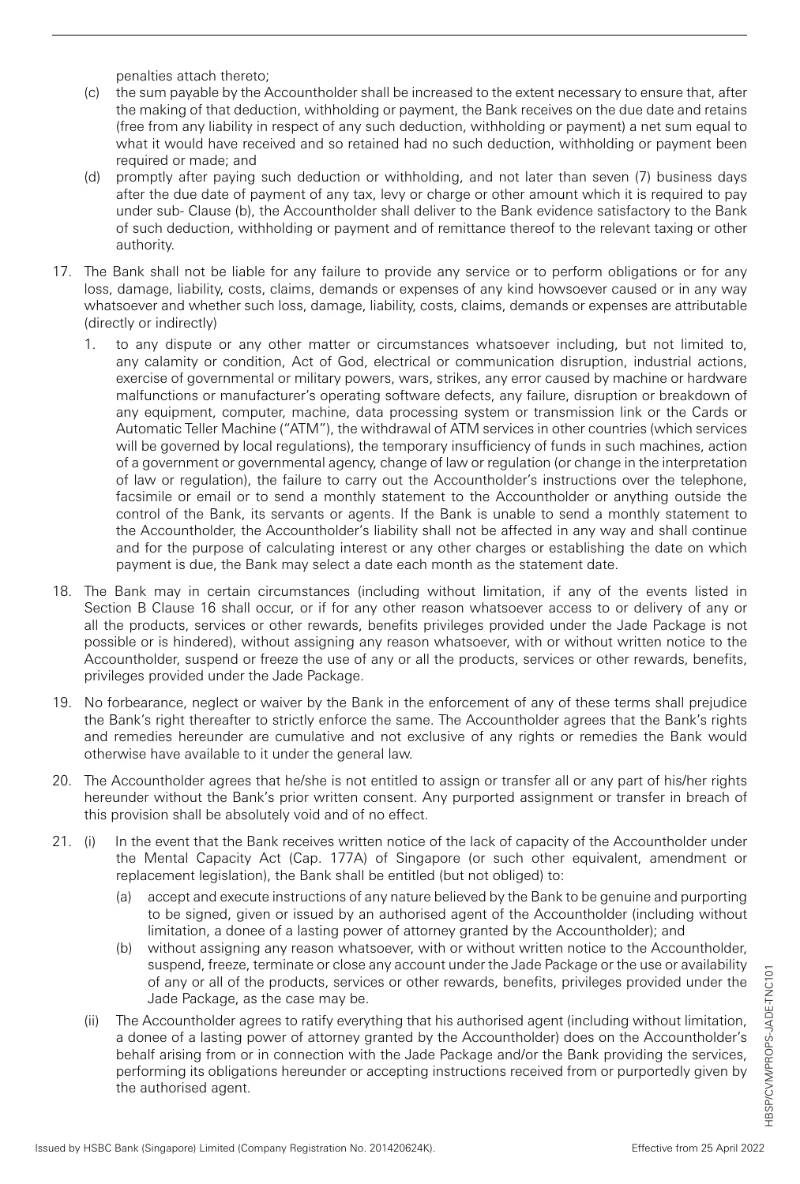penalties attach thereto;

(c) the sum payable by the Accountholder shall be increased to the extent necessary to ensure that, after the making of that deduction, withholding or payment, the Bank receives on the due date and retains (free from any liability in respect of any such deduction, withholding or payment) a net sum equal to what it would have received and so retained had no such deduction, withholding or payment been required or made; and

(d) promptly after paying such deduction or withholding, and not later than seven (7) business days after the due date of payment of any tax, levy or charge or other amount which it is required to pay under sub- Clause (b), the Accountholder shall deliver to the Bank evidence satisfactory to the Bank of such deduction, withholding or payment and of remittance thereof to the relevant taxing or other authority.

17. The Bank shall not be liable for any failure to provide any service or to perform obligations or for any loss, damage, liability, costs, claims, demands or expenses of any kind howsoever caused or in any way whatsoever and whether such loss, damage, liability, costs, claims, demands or expenses are attributable (directly or indirectly)

    1. to any dispute or any other matter or circumstances whatsoever including, but not limited to, any calamity or condition, Act of God, electrical or communication disruption, industrial actions, exercise of governmental or military powers, wars, strikes, any error caused by machine or hardware malfunctions or manufacturer's operating software defects, any failure, disruption or breakdown of any equipment, computer, machine, data processing system or transmission link or the Cards or Automatic Teller Machine ("ATM"), the withdrawal of ATM services in other countries (which services will be governed by local regulations), the temporary insufficiency of funds in such machines, action of a government or governmental agency, change of law or regulation (or change in the interpretation of law or regulation), the failure to carry out the Accountholder's instructions over the telephone, facsimile or email or to send a monthly statement to the Accountholder or anything outside the control of the Bank, its servants or agents. If the Bank is unable to send a monthly statement to the Accountholder, the Accountholder's liability shall not be affected in any way and shall continue and for the purpose of calculating interest or any other charges or establishing the date on which payment is due, the Bank may select a date each month as the statement date.

18. The Bank may in certain circumstances (including without limitation, if any of the events listed in Section B Clause 16 shall occur, or if for any other reason whatsoever access to or delivery of any or all the products, services or other rewards, benefits privileges provided under the Jade Package is not possible or is hindered), without assigning any reason whatsoever, with or without written notice to the Accountholder, suspend or freeze the use of any or all the products, services or other rewards, benefits, privileges provided under the Jade Package.

19. No forbearance, neglect or waiver by the Bank in the enforcement of any of these terms shall prejudice the Bank's right thereafter to strictly enforce the same. The Accountholder agrees that the Bank's rights and remedies hereunder are cumulative and not exclusive of any rights or remedies the Bank would otherwise have available to it under the general law.

20. The Accountholder agrees that he/she is not entitled to assign or transfer all or any part of his/her rights hereunder without the Bank's prior written consent. Any purported assignment or transfer in breach of this provision shall be absolutely void and of no effect.

21. (i) In the event that the Bank receives written notice of the lack of capacity of the Accountholder under the Mental Capacity Act (Cap. 177A) of Singapore (or such other equivalent, amendment or replacement legislation), the Bank shall be entitled (but not obliged) to:

    (a) accept and execute instructions of any nature believed by the Bank to be genuine and purporting to be signed, given or issued by an authorised agent of the Accountholder (including without limitation, a donee of a lasting power of attorney granted by the Accountholder); and

    (b) without assigning any reason whatsoever, with or without written notice to the Accountholder, suspend, freeze, terminate or close any account under the Jade Package or the use or availability of any or all of the products, services or other rewards, benefits, privileges provided under the Jade Package, as the case may be.

    (ii) The Accountholder agrees to ratify everything that his authorised agent (including without limitation, a donee of a lasting power of attorney granted by the Accountholder) does on the Accountholder's behalf arising from or in connection with the Jade Package and/or the Bank providing the services, performing its obligations hereunder or accepting instructions received from or purportedly given by the authorised agent.

Issued by HSBC Bank (Singapore) Limited (Company Registration No. 201420624K). Effective from 25 April 2022

HBSP/CVM/PROPS-JADE-TNC101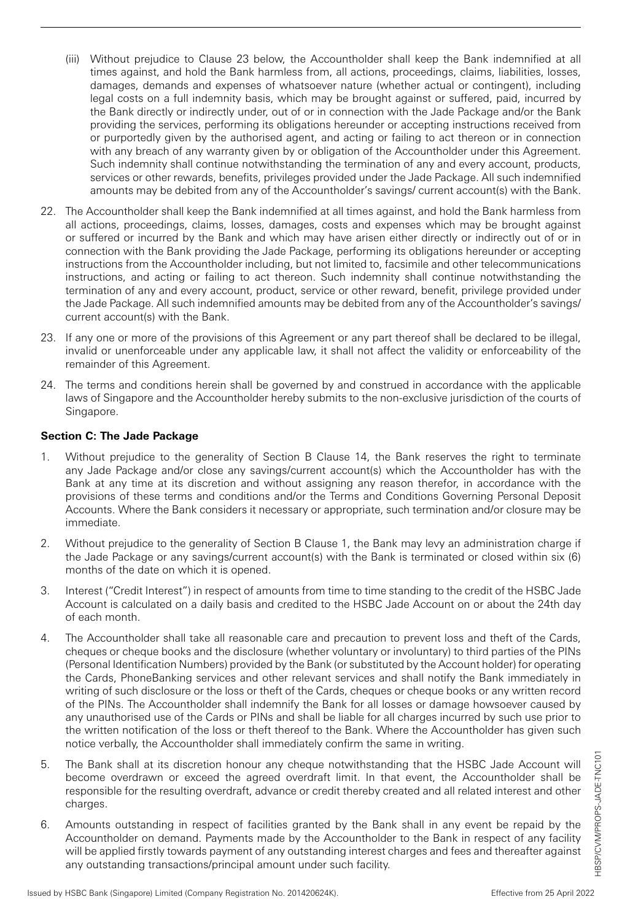(iii) Without prejudice to Clause 23 below, the Accountholder shall keep the Bank indemnified at all times against, and hold the Bank harmless from, all actions, proceedings, claims, liabilities, losses, damages, demands and expenses of whatsoever nature (whether actual or contingent), including legal costs on a full indemnity basis, which may be brought against or suffered, paid, incurred by the Bank directly or indirectly under, out of or in connection with the Jade Package and/or the Bank providing the services, performing its obligations hereunder or accepting instructions received from or purportedly given by the authorised agent, and acting or failing to act thereon or in connection with any breach of any warranty given by or obligation of the Accountholder under this Agreement. Such indemnity shall continue notwithstanding the termination of any and every account, products, services or other rewards, benefits, privileges provided under the Jade Package. All such indemnified amounts may be debited from any of the Accountholder's savings/ current account(s) with the Bank.

22. The Accountholder shall keep the Bank indemnified at all times against, and hold the Bank harmless from all actions, proceedings, claims, losses, damages, costs and expenses which may be brought against or suffered or incurred by the Bank and which may have arisen either directly or indirectly out of or in connection with the Bank providing the Jade Package, performing its obligations hereunder or accepting instructions from the Accountholder including, but not limited to, facsimile and other telecommunications instructions, and acting or failing to act thereon. Such indemnity shall continue notwithstanding the termination of any and every account, product, service or other reward, benefit, privilege provided under the Jade Package. All such indemnified amounts may be debited from any of the Accountholder's savings/ current account(s) with the Bank.

23. If any one or more of the provisions of this Agreement or any part thereof shall be declared to be illegal, invalid or unenforceable under any applicable law, it shall not affect the validity or enforceability of the remainder of this Agreement.

24. The terms and conditions herein shall be governed by and construed in accordance with the applicable laws of Singapore and the Accountholder hereby submits to the non-exclusive jurisdiction of the courts of Singapore.

**Section C: The Jade Package**

1. Without prejudice to the generality of Section B Clause 14, the Bank reserves the right to terminate any Jade Package and/or close any savings/current account(s) which the Accountholder has with the Bank at any time at its discretion and without assigning any reason therefor, in accordance with the provisions of these terms and conditions and/or the Terms and Conditions Governing Personal Deposit Accounts. Where the Bank considers it necessary or appropriate, such termination and/or closure may be immediate.

2. Without prejudice to the generality of Section B Clause 1, the Bank may levy an administration charge if the Jade Package or any savings/current account(s) with the Bank is terminated or closed within six (6) months of the date on which it is opened.

3. Interest ("Credit Interest") in respect of amounts from time to time standing to the credit of the HSBC Jade Account is calculated on a daily basis and credited to the HSBC Jade Account on or about the 24th day of each month.

4. The Accountholder shall take all reasonable care and precaution to prevent loss and theft of the Cards, cheques or cheque books and the disclosure (whether voluntary or involuntary) to third parties of the PINs (Personal Identification Numbers) provided by the Bank (or substituted by the Account holder) for operating the Cards, PhoneBanking services and other relevant services and shall notify the Bank immediately in writing of such disclosure or the loss or theft of the Cards, cheques or cheque books or any written record of the PINs. The Accountholder shall indemnify the Bank for all losses or damage howsoever caused by any unauthorised use of the Cards or PINs and shall be liable for all charges incurred by such use prior to the written notification of the loss or theft thereof to the Bank. Where the Accountholder has given such notice verbally, the Accountholder shall immediately confirm the same in writing.

5. The Bank shall at its discretion honour any cheque notwithstanding that the HSBC Jade Account will become overdrawn or exceed the agreed overdraft limit. In that event, the Accountholder shall be responsible for the resulting overdraft, advance or credit thereby created and all related interest and other charges.

6. Amounts outstanding in respect of facilities granted by the Bank shall in any event be repaid by the Accountholder on demand. Payments made by the Accountholder to the Bank in respect of any facility will be applied firstly towards payment of any outstanding interest charges and fees and thereafter against any outstanding transactions/principal amount under such facility.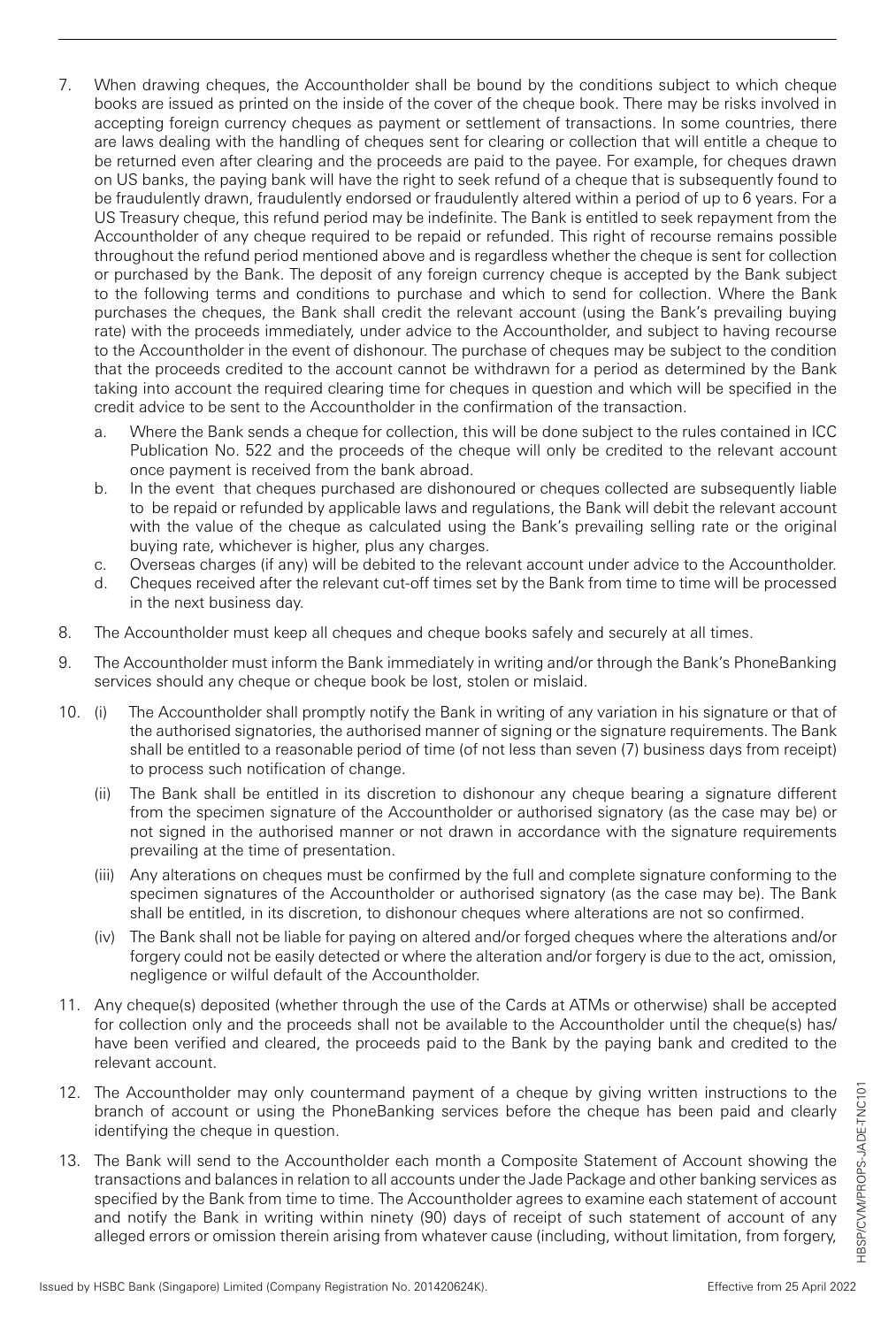7. When drawing cheques, the Accountholder shall be bound by the conditions subject to which cheque books are issued as printed on the inside of the cover of the cheque book. There may be risks involved in accepting foreign currency cheques as payment or settlement of transactions. In some countries, there are laws dealing with the handling of cheques sent for clearing or collection that will entitle a cheque to be returned even after clearing and the proceeds are paid to the payee. For example, for cheques drawn on US banks, the paying bank will have the right to seek refund of a cheque that is subsequently found to be fraudulently drawn, fraudulently endorsed or fraudulently altered within a period of up to 6 years. For a US Treasury cheque, this refund period may be indefinite. The Bank is entitled to seek repayment from the Accountholder of any cheque required to be repaid or refunded. This right of recourse remains possible throughout the refund period mentioned above and is regardless whether the cheque is sent for collection or purchased by the Bank. The deposit of any foreign currency cheque is accepted by the Bank subject to the following terms and conditions to purchase and which to send for collection. Where the Bank purchases the cheques, the Bank shall credit the relevant account (using the Bank's prevailing buying rate) with the proceeds immediately, under advice to the Accountholder, and subject to having recourse to the Accountholder in the event of dishonour. The purchase of cheques may be subject to the condition that the proceeds credited to the account cannot be withdrawn for a period as determined by the Bank taking into account the required clearing time for cheques in question and which will be specified in the credit advice to be sent to the Accountholder in the confirmation of the transaction.
   a. Where the Bank sends a cheque for collection, this will be done subject to the rules contained in ICC Publication No. 522 and the proceeds of the cheque will only be credited to the relevant account once payment is received from the bank abroad.
   b. In the event that cheques purchased are dishonoured or cheques collected are subsequently liable to be repaid or refunded by applicable laws and regulations, the Bank will debit the relevant account with the value of the cheque as calculated using the Bank's prevailing selling rate or the original buying rate, whichever is higher, plus any charges.
   c. Overseas charges (if any) will be debited to the relevant account under advice to the Accountholder.
   d. Cheques received after the relevant cut-off times set by the Bank from time to time will be processed in the next business day.
8. The Accountholder must keep all cheques and cheque books safely and securely at all times.
9. The Accountholder must inform the Bank immediately in writing and/or through the Bank's PhoneBanking services should any cheque or cheque book be lost, stolen or mislaid.
10. (i) The Accountholder shall promptly notify the Bank in writing of any variation in his signature or that of the authorised signatories, the authorised manner of signing or the signature requirements. The Bank shall be entitled to a reasonable period of time (of not less than seven (7) business days from receipt) to process such notification of change.
    (ii) The Bank shall be entitled in its discretion to dishonour any cheque bearing a signature different from the specimen signature of the Accountholder or authorised signatory (as the case may be) or not signed in the authorised manner or not drawn in accordance with the signature requirements prevailing at the time of presentation.
    (iii) Any alterations on cheques must be confirmed by the full and complete signature conforming to the specimen signatures of the Accountholder or authorised signatory (as the case may be). The Bank shall be entitled, in its discretion, to dishonour cheques where alterations are not so confirmed.
    (iv) The Bank shall not be liable for paying on altered and/or forged cheques where the alterations and/or forgery could not be easily detected or where the alteration and/or forgery is due to the act, omission, negligence or wilful default of the Accountholder.
11. Any cheque(s) deposited (whether through the use of the Cards at ATMs or otherwise) shall be accepted for collection only and the proceeds shall not be available to the Accountholder until the cheque(s) has/have been verified and cleared, the proceeds paid to the Bank by the paying bank and credited to the relevant account.
12. The Accountholder may only countermand payment of a cheque by giving written instructions to the branch of account or using the PhoneBanking services before the cheque has been paid and clearly identifying the cheque in question.
13. The Bank will send to the Accountholder each month a Composite Statement of Account showing the transactions and balances in relation to all accounts under the Jade Package and other banking services as specified by the Bank from time to time. The Accountholder agrees to examine each statement of account and notify the Bank in writing within ninety (90) days of receipt of such statement of account of any alleged errors or omission therein arising from whatever cause (including, without limitation, from forgery,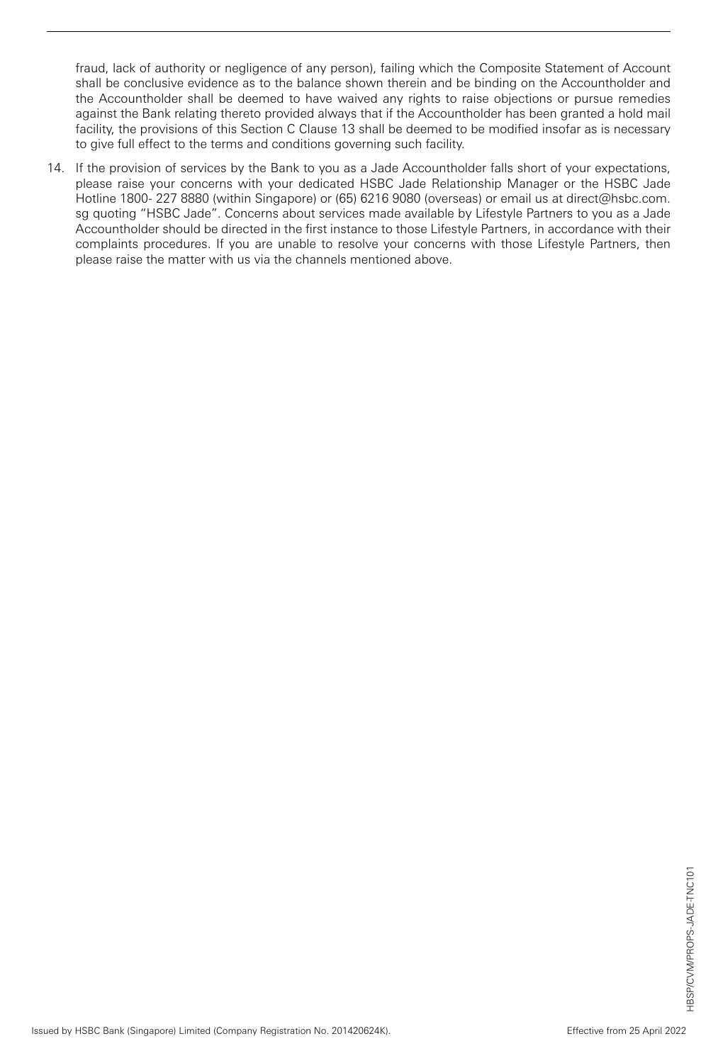fraud, lack of authority or negligence of any person), failing which the Composite Statement of Account shall be conclusive evidence as to the balance shown therein and be binding on the Accountholder and the Accountholder shall be deemed to have waived any rights to raise objections or pursue remedies against the Bank relating thereto provided always that if the Accountholder has been granted a hold mail facility, the provisions of this Section C Clause 13 shall be deemed to be modified insofar as is necessary to give full effect to the terms and conditions governing such facility.

14. If the provision of services by the Bank to you as a Jade Accountholder falls short of your expectations, please raise your concerns with your dedicated HSBC Jade Relationship Manager or the HSBC Jade Hotline 1800- 227 8880 (within Singapore) or (65) 6216 9080 (overseas) or email us at direct@hsbc.com.sg quoting "HSBC Jade". Concerns about services made available by Lifestyle Partners to you as a Jade Accountholder should be directed in the first instance to those Lifestyle Partners, in accordance with their complaints procedures. If you are unable to resolve your concerns with those Lifestyle Partners, then please raise the matter with us via the channels mentioned above.

Issued by HSBC Bank (Singapore) Limited (Company Registration No. 201420624K).

Effective from 25 April 2022

HBSP/CVM/PROPS-JADE-TNC101